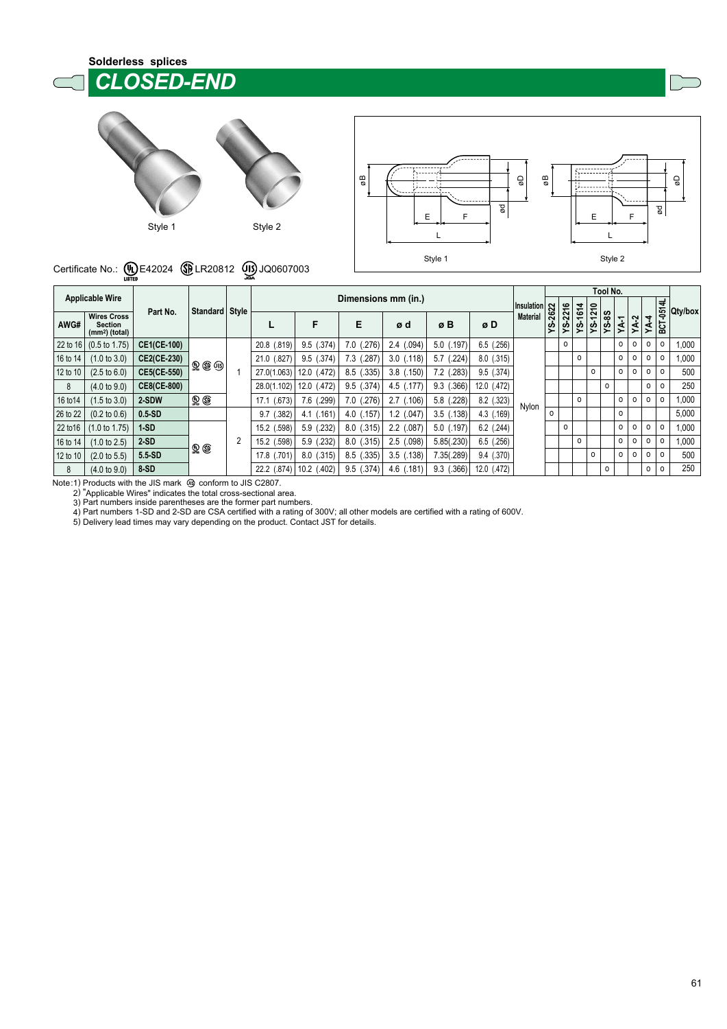Solderless splices

# CLOSED-END

Style 1 Style 2

Style 1 Style 2

Certificate No.: UL E42024 CSA LR20812 JIS JQ0607003

| Applicable Wire | | Part No. | Standard | Style | Dimensions mm (in.) | | | | | | Insulation Material | Tool No. | | | | | | | | | Qty/box |
|---|---|---|---|---|---|---|---|---|---|---|---|---|---|---|---|---|---|---|---|---|---|
| AWG# | Wires Cross Section ($mm^2$) (total) | | | | L | F | E | ø d | ø B | ø D | | YS-2622 | YS-2216 | YS-1614 | YS-1210 | YS-8S | YA-1 | YA-2 | YA-4 | BCT-0514L | |
| 22 to 16 | (0.5 to 1.75) | CE1(CE-100) | UL CSA JIS | 1 | 20.8 (.819) | 9.5 (.374) | 7.0 (.276) | 2.4 (.094) | 5.0 (.197) | 6.5 (.256) | Nylon | | o | | | | o | o | o | o | 1,000 |
| 16 to 14 | (1.0 to 3.0) | CE2(CE-230) | UL CSA JIS | 1 | 21.0 (.827) | 9.5 (.374) | 7.3 (.287) | 3.0 (.118) | 5.7 (.224) | 8.0 (.315) | Nylon | | | o | | | o | o | o | o | 1,000 |
| 12 to 10 | (2.5 to 6.0) | CE5(CE-550) | UL CSA JIS | 1 | 27.0(1.063) | 12.0 (.472) | 8.5 (.335) | 3.8 (.150) | 7.2 (.283) | 9.5 (.374) | Nylon | | | | o | | o | o | o | o | 500 |
| 8 | (4.0 to 9.0) | CE8(CE-800) | UL CSA JIS | 1 | 28.0(1.102) | 12.0 (.472) | 9.5 (.374) | 4.5 (.177) | 9.3 (.366) | 12.0 (.472) | Nylon | | | | | o | | | o | o | 250 |
| 16 to14 | (1.5 to 3.0) | 2-SDW | UL CSA | 1 | 17.1 (.673) | 7.6 (.299) | 7.0 (.276) | 2.7 (.106) | 5.8 (.228) | 8.2 (.323) | Nylon | | | o | | | o | o | o | o | 1,000 |
| 26 to 22 | (0.2 to 0.6) | 0.5-SD | | 2 | 9.7 (.382) | 4.1 (.161) | 4.0 (.157) | 1.2 (.047) | 3.5 (.138) | 4.3 (.169) | Nylon | o | | | | | o | | | | 5,000 |
| 22 to16 | (1.0 to 1.75) | 1-SD | UL CSA | 2 | 15.2 (.598) | 5.9 (.232) | 8.0 (.315) | 2.2 (.087) | 5.0 (.197) | 6.2 (.244) | Nylon | | o | | | | o | o | o | o | 1,000 |
| 16 to 14 | (1.0 to 2.5) | 2-SD | UL CSA | 2 | 15.2 (.598) | 5.9 (.232) | 8.0 (.315) | 2.5 (.098) | 5.85(.230) | 6.5 (.256) | Nylon | | | o | | | o | o | o | o | 1,000 |
| 12 to 10 | (2.0 to 5.5) | 5.5-SD | UL CSA | 2 | 17.8 (.701) | 8.0 (.315) | 8.5 (.335) | 3.5 (.138) | 7.35(.289) | 9.4 (.370) | Nylon | | | | o | | o | o | o | o | 500 |
| 8 | (4.0 to 9.0) | 8-SD | UL CSA | 2 | 22.2 (.874) | 10.2 (.402) | 9.5 (.374) | 4.6 (.181) | 9.3 (.366) | 12.0 (.472) | Nylon | | | | | o | | | o | o | 250 |

Note: 1) Products with the JIS mark conform to JIS C2807.
2) "Applicable Wires" indicates the total cross-sectional area.
3) Part numbers inside parentheses are the former part numbers.
4) Part numbers 1-SD and 2-SD are CSA certified with a rating of 300V; all other models are certified with a rating of 600V.
5) Delivery lead times may vary depending on the product. Contact JST for details.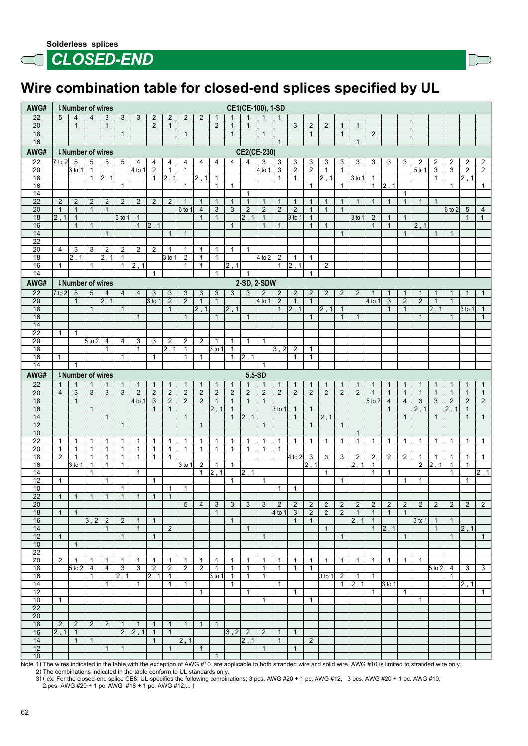Solderless splices

# CLOSED-END

## Wire combination table for closed-end splices specified by UL

| AWG# | ↓Number of wires | | | | | | | | | | | | CE1(CE-100), 1-SD | | | | | | | | | | | | | | | |
|---|---|---|---|---|---|---|---|---|---|---|---|---|---|---|---|---|---|---|---|---|---|---|---|---|---|---|---|---|
| 22 | 5 | 4 | 4 | 3 | 3 | 3 | 2 | 2 | 2 | 2 | 1 | 1 | 1 | 1 | 1 | | | | | | | | | | | | | |
| 20 | | 1 | | 1 | | | 2 | 1 | | | 2 | 1 | 1 | | | 3 | 2 | 2 | 1 | 1 | | | | | | | | |
| 18 | | | | | 1 | | | | 1 | | | 1 | | 1 | | | 1 | | 1 | | 2 | | | | | | | |
| 16 | | | | | | | | | | | | | | | 1 | | | | | 1 | | | | | | | | |
| **AWG#** | **↓Number of wires** | | | | | | | | | | | | **CE2(CE-230)** | | | | | | | | | | | | | | | |
| 22 | 7 to 2 | 5 | 5 | 5 | 5 | 4 | 4 | 4 | 4 | 4 | 4 | 4 | 4 | 3 | 3 | 3 | 3 | 3 | 3 | 3 | 3 | 3 | 3 | 2 | 2 | 2 | 2 | 2 |
| 20 | | 3 to 1 | 1 | | | 4 to 1 | 2 | 1 | 1 | | | | | 4 to 1 | 3 | 2 | 2 | 1 | 1 | | | | | 5 to 1 | 3 | 3 | 2 | 2 |
| 18 | | | 1 | 2 , 1 | | | 1 | 2 , 1 | | 2 , 1 | 1 | | | | 1 | 1 | | 2 , 1 | | 3 to 1 | 1 | | | | 1 | | 2 , 1 | |
| 16 | | | | | 1 | | | | 1 | | 1 | 1 | | | | | 1 | | 1 | | 1 | 2 , 1 | | | | 1 | | 1 |
| 14 | | | | | | | | | | | | | 1 | | | | | | | | | | 1 | | | | | |
| 22 | 2 | 2 | 2 | 2 | 2 | 2 | 2 | 2 | 1 | 1 | 1 | 1 | 1 | 1 | 1 | 1 | 1 | 1 | 1 | 1 | 1 | 1 | 1 | 1 | 1 | | | |
| 20 | 1 | 1 | 1 | 1 | | | | | 6 to 1 | 4 | 3 | 3 | 2 | 2 | 2 | 2 | 1 | 1 | 1 | | | | | | | 6 to 2 | 5 | 4 |
| 18 | 2 , 1 | 1 | | | 3 to 1 | 1 | | | | 1 | 1 | | 2 , 1 | 1 | | 3 to 1 | 1 | | | 3 to 1 | 2 | 1 | 1 | | | | 1 | 1 |
| 16 | | 1 | 1 | | | 1 | 2 , 1 | | | | | 1 | | 1 | 1 | | 1 | 1 | | | 1 | 1 | | 2 , 1 | | | | |
| 14 | | | | 1 | | | | 1 | 1 | | | | | | | | | | 1 | | | | 1 | | 1 | 1 | | |
| 22 | | | | | | | | | | | | | | | | | | | | | | | | | | | | |
| 20 | 4 | 3 | 3 | 2 | 2 | 2 | 2 | 1 | 1 | 1 | 1 | 1 | 1 | | | | | | | | | | | | | | | |
| 18 | | 2 , 1 | | 2 , 1 | 1 | | | 3 to 1 | 2 | 1 | 1 | | | 4 to 2 | 2 | 1 | 1 | | | | | | | | | | | |
| 16 | 1 | | 1 | | 1 | 2 , 1 | | | 1 | 1 | | 2 , 1 | | | 1 | 2 , 1 | | 2 | | | | | | | | | | |
| 14 | | | | | | | 1 | | | | 1 | | 1 | | | | 1 | | | | | | | | | | | |
| **AWG#** | **↓Number of wires** | | | | | | | | | | | | **2-SD, 2-SDW** | | | | | | | | | | | | | | | |
| 22 | 7 to 2 | 5 | 5 | 4 | 4 | 4 | 3 | 3 | 3 | 3 | 3 | 3 | 3 | 2 | 2 | 2 | 2 | 2 | 2 | 2 | 1 | 1 | 1 | 1 | 1 | 1 | 1 | 1 |
| 20 | | 1 | | 2 , 1 | | | 3 to 1 | 2 | 2 | 1 | 1 | | | 4 to 1 | 2 | 1 | 1 | | | | 4 to 1 | 3 | 2 | 2 | 1 | 1 | | |
| 18 | | | 1 | | 1 | | | 1 | | 2 , 1 | | 2 , 1 | | | 1 | 2 , 1 | | 2 , 1 | 1 | | | 1 | 1 | | 2 , 1 | | 3 to 1 | 1 |
| 16 | | | | | | 1 | | | 1 | | 1 | | 1 | | | | 1 | | 1 | 1 | | | | 1 | | 1 | | 1 |
| 14 | | | | | | | | | | | | | | | | | | | | | | | | | | | | |
| 22 | 1 | 1 | | | | | | | | | | | | | | | | | | | | | | | | | | |
| 20 | | | 5 to 2 | 4 | 4 | 3 | 3 | 2 | 2 | 2 | 1 | 1 | 1 | 1 | | | | | | | | | | | | | | |
| 18 | | | | 1 | | 1 | | 2 , 1 | | | 3 to 1 | 1 | | | 3 , 2 | 2 | 1 | | | | | | | | | | | |
| 16 | 1 | | | | 1 | | 1 | | 1 | 1 | | 1 | 2 , 1 | | | 1 | 1 | | | | | | | | | | | |
| 14 | | 1 | | | | | | | | | | | | 1 | | | | | | | | | | | | | | |
| **AWG#** | **↓Number of wires** | | | | | | | | | | | | **5.5-SD** | | | | | | | | | | | | | | | |
| 22 | 1 | 1 | 1 | 1 | 1 | 1 | 1 | 1 | 1 | 1 | 1 | 1 | 1 | 1 | 1 | 1 | 1 | 1 | 1 | 1 | 1 | 1 | 1 | 1 | 1 | 1 | 1 | 1 |
| 20 | 4 | 3 | 3 | 3 | 3 | 2 | 2 | 2 | 2 | 2 | 2 | 2 | 2 | 2 | 2 | 2 | 2 | 2 | 2 | 2 | 1 | 1 | 1 | 1 | 1 | 1 | 1 | 1 |
| 18 | | 1 | | | | 4 to 1 | 3 | 2 | 2 | 2 | 1 | 1 | 1 | 1 | | | | | | | 5 to 2 | 4 | 4 | 3 | 3 | 2 | 2 | 2 |
| 16 | | | 1 | | | | 1 | 1 | | | 2 , 1 | 1 | | | 3 to 1 | 1 | 1 | | | | | 1 | | 2 , 1 | | 2 , 1 | 1 | |
| 14 | | | | 1 | | | | | 1 | | | 1 | 2 , 1 | | | 1 | | 2 , 1 | | | | | 1 | | 1 | | 1 | 1 |
| 12 | | | | | 1 | | | | | 1 | | | | 1 | | | 1 | | 1 | | | | | | | | | |
| 10 | | | | | | | | | | | | | | | | | | | | 1 | | | | | | | | |
| 22 | 1 | 1 | 1 | 1 | 1 | 1 | 1 | 1 | 1 | 1 | 1 | 1 | 1 | 1 | 1 | 1 | 1 | 1 | 1 | 1 | 1 | 1 | 1 | 1 | 1 | 1 | 1 | 1 |
| 20 | 1 | 1 | 1 | 1 | 1 | 1 | 1 | 1 | 1 | 1 | 1 | 1 | 1 | 1 | 1 | | | | | | | | | | | | | |
| 18 | 2 | 1 | 1 | 1 | 1 | 1 | 1 | 1 | | | | | | | | 4 to 2 | 3 | 3 | 3 | 2 | 2 | 2 | 2 | 1 | 1 | 1 | 1 | 1 |
| 16 | | 3 to 1 | 1 | 1 | 1 | | | | 3 to 1 | 2 | 1 | 1 | | | | | 2 , 1 | | | 2 , 1 | 1 | | | 2 | 2 , 1 | 1 | 1 | |
| 14 | | | 1 | | | 1 | | | | 1 | 2 , 1 | | 2 , 1 | | | | | 1 | | | 1 | 1 | | | | 1 | | 2 , 1 |
| 12 | 1 | | | 1 | | | 1 | | | | | 1 | | 1 | | | | | 1 | | | | 1 | 1 | | | 1 | |
| 10 | | | | | 1 | | | 1 | 1 | | | | | | 1 | 1 | | | | | | | | | | | | |
| 22 | 1 | 1 | 1 | 1 | 1 | 1 | 1 | 1 | | | | | | | | | | | | | | | | | | | | |
| 20 | | | | | | | | | 5 | 4 | 3 | 3 | 3 | 3 | 2 | 2 | 2 | 2 | 2 | 2 | 2 | 2 | 2 | 2 | 2 | 2 | 2 | 2 |
| 18 | 1 | 1 | | | | | | | | | 1 | | | | 4 to 1 | 3 | 2 | 2 | 2 | 1 | 1 | 1 | 1 | | | | | |
| 16 | | | 3 , 2 | 2 | 2 | 1 | 1 | | | | | 1 | | | | 1 | 1 | | | 2 , 1 | 1 | | | 3 to 1 | 1 | 1 | | |
| 14 | | | | 1 | | 1 | | 2 | | | | | 1 | | | | | 1 | | | 1 | 2 , 1 | | | 1 | | 2 , 1 | |
| 12 | 1 | | | | 1 | | 1 | | | | | | | 1 | | | | | 1 | | | | 1 | | | 1 | | 1 |
| 10 | | 1 | | | | | | | | | | | | | | | | | | | | | | | | | | |
| 22 | | | | | | | | | | | | | | | | | | | | | | | | | | | | |
| 20 | 2 | 1 | 1 | 1 | 1 | 1 | 1 | 1 | 1 | 1 | 1 | 1 | 1 | 1 | 1 | 1 | 1 | 1 | 1 | 1 | 1 | 1 | 1 | 1 | | | | |
| 18 | | 5 to 2 | 4 | 4 | 3 | 3 | 2 | 2 | 2 | 2 | 1 | 1 | 1 | 1 | 1 | 1 | 1 | | | | | | | | 5 to 2 | 4 | 3 | 3 |
| 16 | | | 1 | | 2 , 1 | | 2 , 1 | 1 | | | 3 to 1 | 1 | 1 | 1 | | | | 3 to 1 | 2 | 1 | 1 | | | | | 1 | | |
| 14 | | | | 1 | | 1 | | 1 | 1 | | | 1 | | | 1 | | | | 1 | 2 , 1 | | 3 to 1 | | | | | 2 , 1 | |
| 12 | | | | | | | | | | 1 | | | 1 | | | 1 | | | | | 1 | | 1 | | | | | 1 |
| 10 | 1 | | | | | | | | | | | | | 1 | | | 1 | | | | | | | 1 | | | | |
| 22 | | | | | | | | | | | | | | | | | | | | | | | | | | | | |
| 20 | | | | | | | | | | | | | | | | | | | | | | | | | | | | |
| 18 | 2 | 2 | 2 | 2 | 1 | 1 | 1 | 1 | 1 | 1 | 1 | | | | | | | | | | | | | | | | | |
| 16 | 2 , 1 | 1 | | | 2 | 2 , 1 | 1 | 1 | | | | 3 , 2 | 2 | 2 | 1 | 1 | | | | | | | | | | | | |
| 14 | | 1 | 1 | | | | 1 | | 2 , 1 | | | | 2 , 1 | | 1 | | 2 | | | | | | | | | | | |
| 12 | | | | 1 | 1 | | | 1 | | 1 | | | | 1 | | 1 | | | | | | | | | | | | |
| 10 | | | | | | | | | | | 1 | | | | | | | | | | | | | | | | | |

Note:1) The wires indicated in the table,with the exception of AWG #10, are applicable to both stranded wire and solid wire. AWG #10 is limited to stranded wire only.

2) The combinations indicated in the table conform to UL standards only.

3) ( ex. For the closed-end splice CE8, UL specifies the following combinations; 3 pcs. AWG #20 + 1 pc. AWG #12, 3 pcs. AWG #20 + 1 pc. AWG #10, 2 pcs. AWG #20 + 1 pc. AWG #18 + 1 pc. AWG #12,... )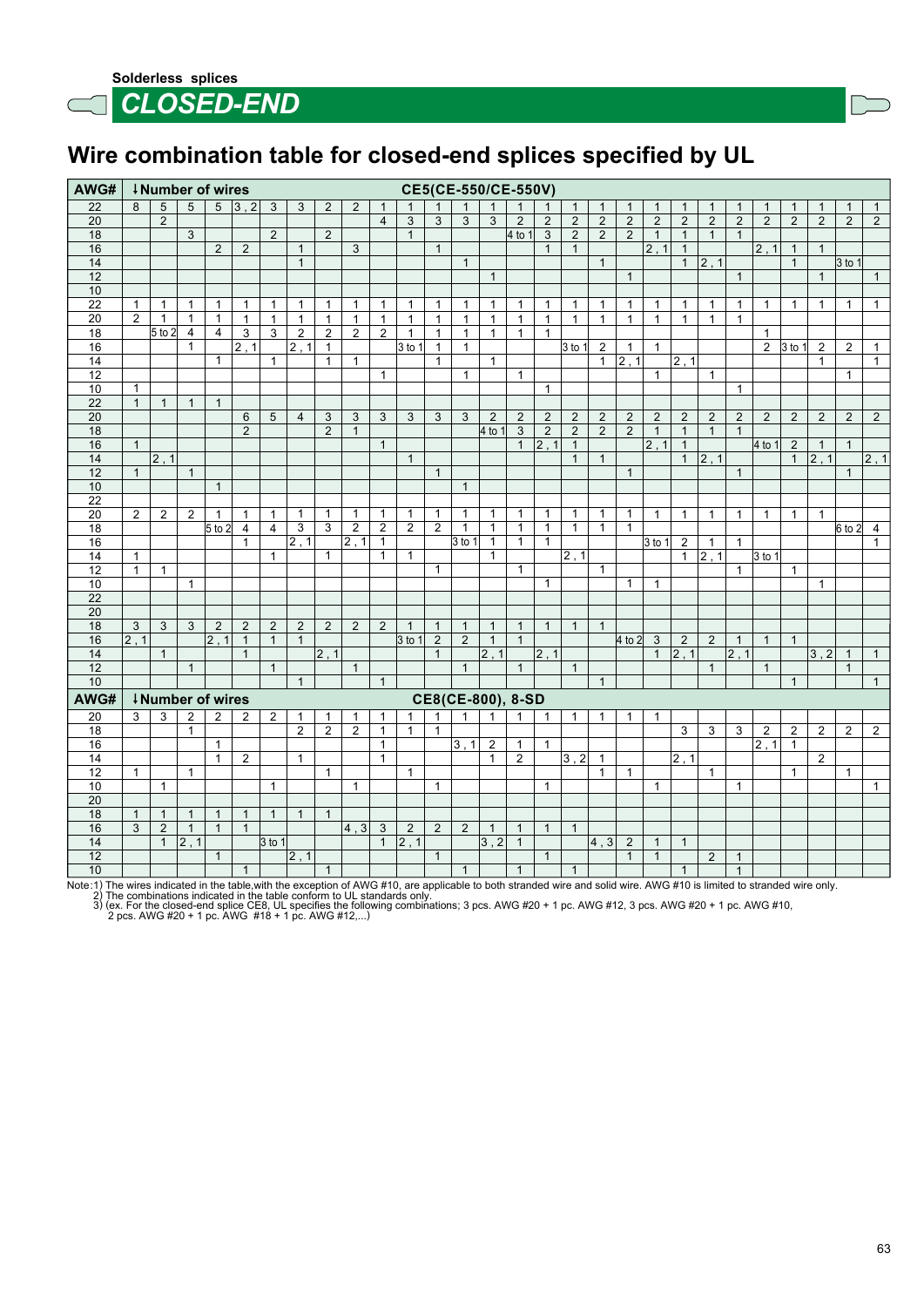# CLOSED-END

Solderless splices

## Wire combination table for closed-end splices specified by UL

| AWG# | ↓Number of wires | | | | | | | | | | CE5(CE-550/CE-550V) | | | | | | | | | | | | | | | | | |
|---|---|---|---|---|---|---|---|---|---|---|---|---|---|---|---|---|---|---|---|---|---|---|---|---|---|---|---|---|
| 22 | 8 | 5 | 5 | 5 | 3 , 2 | 3 | 3 | 2 | 2 | 1 | 1 | 1 | 1 | 1 | 1 | 1 | 1 | 1 | 1 | 1 | 1 | 1 | 1 | 1 | 1 | 1 | 1 | 1 |
| 20 | | 2 | | | | | | | | 4 | 3 | 3 | 3 | 3 | 2 | 2 | 2 | 2 | 2 | 2 | 2 | 2 | 2 | 2 | 2 | 2 | 2 | 2 |
| 18 | | | 3 | | | 2 | | 2 | | | 1 | | | | 4 to 1 | 3 | 2 | 2 | 2 | 1 | 1 | 1 | 1 | | | | | |
| 16 | | | | 2 | 2 | | 1 | | 3 | | | 1 | | | | 1 | 1 | | | 2 , 1 | 1 | | | 2 , 1 | 1 | 1 | | |
| 14 | | | | | | | 1 | | | | | | 1 | | | | | 1 | | | 1 | 2 , 1 | | | 1 | | 3 to 1 | |
| 12 | | | | | | | | | | | | | | 1 | | | | | 1 | | | | 1 | | | 1 | | 1 |
| 10 | | | | | | | | | | | | | | | | | | | | | | | | | | | | |
| 22 | 1 | 1 | 1 | 1 | 1 | 1 | 1 | 1 | 1 | 1 | 1 | 1 | 1 | 1 | 1 | 1 | 1 | 1 | 1 | 1 | 1 | 1 | 1 | 1 | 1 | 1 | 1 | 1 |
| 20 | 2 | 1 | 1 | 1 | 1 | 1 | 1 | 1 | 1 | 1 | 1 | 1 | 1 | 1 | 1 | 1 | 1 | 1 | 1 | 1 | 1 | 1 | 1 | | | | | |
| 18 | | 5 to 2 | 4 | 4 | 3 | 3 | 2 | 2 | 2 | 2 | 1 | 1 | 1 | 1 | 1 | 1 | | | | | | | | 1 | | | | |
| 16 | | | 1 | | 2 , 1 | | 2 , 1 | 1 | | | 3 to 1 | 1 | 1 | | | | 3 to 1 | 2 | 1 | 1 | | | | 2 | 3 to 1 | 2 | 2 | 1 |
| 14 | | | | 1 | | 1 | | 1 | 1 | | | 1 | | 1 | | | | 1 | 2 , 1 | | 2 , 1 | | | | | 1 | | 1 |
| 12 | | | | | | | | | | 1 | | | 1 | | 1 | | | | | 1 | | 1 | | | | | 1 | |
| 10 | 1 | | | | | | | | | | | | | | | 1 | | | | | | | 1 | | | | | |
| 22 | 1 | 1 | 1 | 1 | | | | | | | | | | | | | | | | | | | | | | | | |
| 20 | | | | | 6 | 5 | 4 | 3 | 3 | 3 | 3 | 3 | 3 | 2 | 2 | 2 | 2 | 2 | 2 | 2 | 2 | 2 | 2 | 2 | 2 | 2 | 2 | 2 |
| 18 | | | | | 2 | | | 2 | 1 | | | | | 4 to 1 | 3 | 2 | 2 | 2 | 2 | 1 | 1 | 1 | 1 | | | | | |
| 16 | 1 | | | | | | | | | 1 | | | | | 1 | 2 , 1 | 1 | | | 2 , 1 | 1 | | | 4 to 1 | 2 | 1 | 1 | |
| 14 | | 2 , 1 | | | | | | | | | 1 | | | | | | 1 | 1 | | | 1 | 2 , 1 | | | 1 | 2 , 1 | | 2 , 1 |
| 12 | 1 | | 1 | | | | | | | | | 1 | | | | | | | 1 | | | | 1 | | | | 1 | |
| 10 | | | | 1 | | | | | | | | | 1 | | | | | | | | | | | | | | | |
| 22 | | | | | | | | | | | | | | | | | | | | | | | | | | | | |
| 20 | 2 | 2 | 2 | 1 | 1 | 1 | 1 | 1 | 1 | 1 | 1 | 1 | 1 | 1 | 1 | 1 | 1 | 1 | 1 | 1 | 1 | 1 | 1 | 1 | 1 | 1 | | |
| 18 | | | | 5 to 2 | 4 | 4 | 3 | 3 | 2 | 2 | 2 | 2 | 1 | 1 | 1 | 1 | 1 | 1 | 1 | | | | | | | | 6 to 2 | 4 |
| 16 | | | | | 1 | | 2 , 1 | | 2 , 1 | 1 | | | 3 to 1 | 1 | 1 | 1 | | | | 3 to 1 | 2 | 1 | 1 | | | | | 1 |
| 14 | 1 | | | | | 1 | | 1 | | 1 | 1 | | | 1 | | | 2 , 1 | | | | 1 | 2 , 1 | | 3 to 1 | | | | |
| 12 | 1 | 1 | | | | | | | | | | 1 | | | 1 | | | 1 | | | | | 1 | | 1 | | | |
| 10 | | | 1 | | | | | | | | | | | | | 1 | | | 1 | 1 | | | | | | 1 | | |
| 22 | | | | | | | | | | | | | | | | | | | | | | | | | | | | |
| 20 | | | | | | | | | | | | | | | | | | | | | | | | | | | | |
| 18 | 3 | 3 | 3 | 2 | 2 | 2 | 2 | 2 | 2 | 2 | 1 | 1 | 1 | 1 | 1 | 1 | 1 | 1 | | | | | | | | | | |
| 16 | 2 , 1 | | | 2 , 1 | 1 | 1 | 1 | | | | 3 to 1 | 2 | 2 | 1 | 1 | | | | 4 to 2 | 3 | 2 | 2 | 1 | 1 | 1 | | | |
| 14 | | 1 | | | 1 | | | 2 , 1 | | | | 1 | | 2 , 1 | | 2 , 1 | | | | 1 | 2 , 1 | | 2 , 1 | | | 3 , 2 | 1 | 1 |
| 12 | | | 1 | | | 1 | | | 1 | | | | 1 | | 1 | | 1 | | | | | 1 | | 1 | | | 1 | |
| 10 | | | | | | | 1 | | | 1 | | | | | | | | 1 | | | | | | | 1 | | | 1 |

| AWG# | ↓Number of wires | | | | | | | | | | | CE8(CE-800), 8-SD | | | | | | | | | | | | | | | | |
|---|---|---|---|---|---|---|---|---|---|---|---|---|---|---|---|---|---|---|---|---|---|---|---|---|---|---|---|---|
| 20 | 3 | 3 | 2 | 2 | 2 | 2 | 1 | 1 | 1 | 1 | 1 | 1 | 1 | 1 | 1 | 1 | 1 | 1 | 1 | 1 | | | | | | | | |
| 18 | | | 1 | | | | 2 | 2 | 2 | 1 | 1 | 1 | | | | | | | | | 3 | 3 | 3 | 2 | 2 | 2 | 2 | 2 |
| 16 | | | | 1 | | | | | | 1 | | | 3 , 1 | 2 | 1 | 1 | | | | | | | | 2 , 1 | 1 | | | |
| 14 | | | | 1 | 2 | | 1 | | | 1 | | | | 1 | 2 | | 3 , 2 | 1 | | | 2 , 1 | | | | | 2 | | |
| 12 | 1 | | 1 | | | | | 1 | | | 1 | | | | | | | 1 | 1 | | | 1 | | | 1 | | 1 | |
| 10 | | 1 | | | | 1 | | | 1 | | | 1 | | | | 1 | | | | 1 | | | 1 | | | | | 1 |
| 20 | | | | | | | | | | | | | | | | | | | | | | | | | | | | |
| 18 | 1 | 1 | 1 | 1 | 1 | 1 | 1 | 1 | | | | | | | | | | | | | | | | | | | | |
| 16 | 3 | 2 | 1 | 1 | 1 | | | | 4 , 3 | 3 | 2 | 2 | 2 | 1 | 1 | 1 | 1 | | | | | | | | | | | |
| 14 | | 1 | 2 , 1 | | | 3 to 1 | | | | 1 | 2 , 1 | | | 3 , 2 | 1 | | | 4 , 3 | 2 | 1 | 1 | | | | | | | |
| 12 | | | | 1 | | | 2 , 1 | | | | | 1 | | | | 1 | | | 1 | 1 | | 2 | 1 | | | | | |
| 10 | | | | | 1 | | | 1 | | | | | 1 | | 1 | | 1 | | | | 1 | | 1 | | | | | |

Note:1) The wires indicated in the table,with the exception of AWG #10, are applicable to both stranded wire and solid wire. AWG #10 is limited to stranded wire only.
2) The combinations indicated in the table conform to UL standards only.
3) (ex. For the closed-end splice CE8, UL specifies the following combinations; 3 pcs. AWG #20 + 1 pc. AWG #12, 3 pcs. AWG #20 + 1 pc. AWG #10,
2 pcs. AWG #20 + 1 pc. AWG #18 + 1 pc. AWG #12,...)